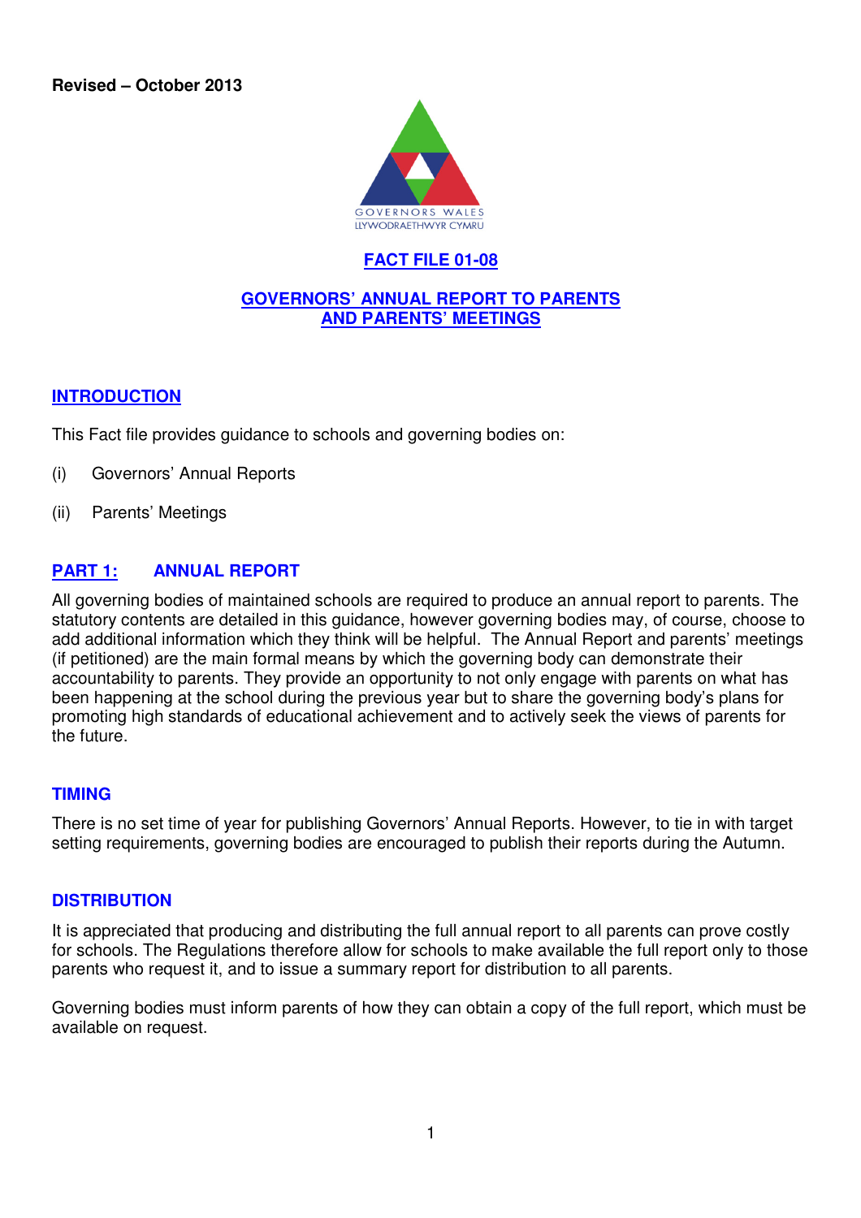**Revised – October 2013**

GOVERNORS WALES
LLYWODRAETHWYR CYMRU

# FACT FILE 01-08

# GOVERNORS' ANNUAL REPORT TO PARENTS AND PARENTS' MEETINGS

## INTRODUCTION

This Fact file provides guidance to schools and governing bodies on:

(i) Governors' Annual Reports

(ii) Parents' Meetings

## PART 1: ANNUAL REPORT

All governing bodies of maintained schools are required to produce an annual report to parents. The statutory contents are detailed in this guidance, however governing bodies may, of course, choose to add additional information which they think will be helpful. The Annual Report and parents' meetings (if petitioned) are the main formal means by which the governing body can demonstrate their accountability to parents. They provide an opportunity to not only engage with parents on what has been happening at the school during the previous year but to share the governing body's plans for promoting high standards of educational achievement and to actively seek the views of parents for the future.

### TIMING

There is no set time of year for publishing Governors' Annual Reports. However, to tie in with target setting requirements, governing bodies are encouraged to publish their reports during the Autumn.

### DISTRIBUTION

It is appreciated that producing and distributing the full annual report to all parents can prove costly for schools. The Regulations therefore allow for schools to make available the full report only to those parents who request it, and to issue a summary report for distribution to all parents.

Governing bodies must inform parents of how they can obtain a copy of the full report, which must be available on request.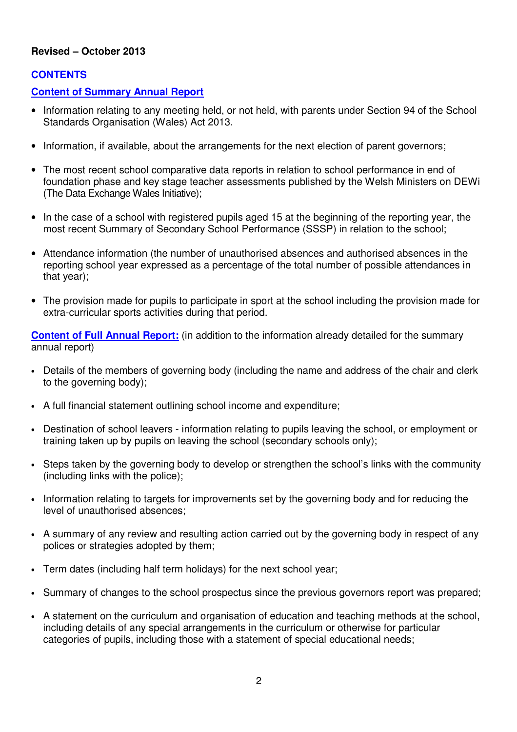**Revised – October 2013**

## CONTENTS

### Content of Summary Annual Report

- Information relating to any meeting held, or not held, with parents under Section 94 of the School Standards Organisation (Wales) Act 2013.
- Information, if available, about the arrangements for the next election of parent governors;
- The most recent school comparative data reports in relation to school performance in end of foundation phase and key stage teacher assessments published by the Welsh Ministers on DEWi (The Data Exchange Wales Initiative);
- In the case of a school with registered pupils aged 15 at the beginning of the reporting year, the most recent Summary of Secondary School Performance (SSSP) in relation to the school;
- Attendance information (the number of unauthorised absences and authorised absences in the reporting school year expressed as a percentage of the total number of possible attendances in that year);
- The provision made for pupils to participate in sport at the school including the provision made for extra-curricular sports activities during that period.

**Content of Full Annual Report:** (in addition to the information already detailed for the summary annual report)

- Details of the members of governing body (including the name and address of the chair and clerk to the governing body);
- A full financial statement outlining school income and expenditure;
- Destination of school leavers - information relating to pupils leaving the school, or employment or training taken up by pupils on leaving the school (secondary schools only);
- Steps taken by the governing body to develop or strengthen the school's links with the community (including links with the police);
- Information relating to targets for improvements set by the governing body and for reducing the level of unauthorised absences;
- A summary of any review and resulting action carried out by the governing body in respect of any polices or strategies adopted by them;
- Term dates (including half term holidays) for the next school year;
- Summary of changes to the school prospectus since the previous governors report was prepared;
- A statement on the curriculum and organisation of education and teaching methods at the school, including details of any special arrangements in the curriculum or otherwise for particular categories of pupils, including those with a statement of special educational needs;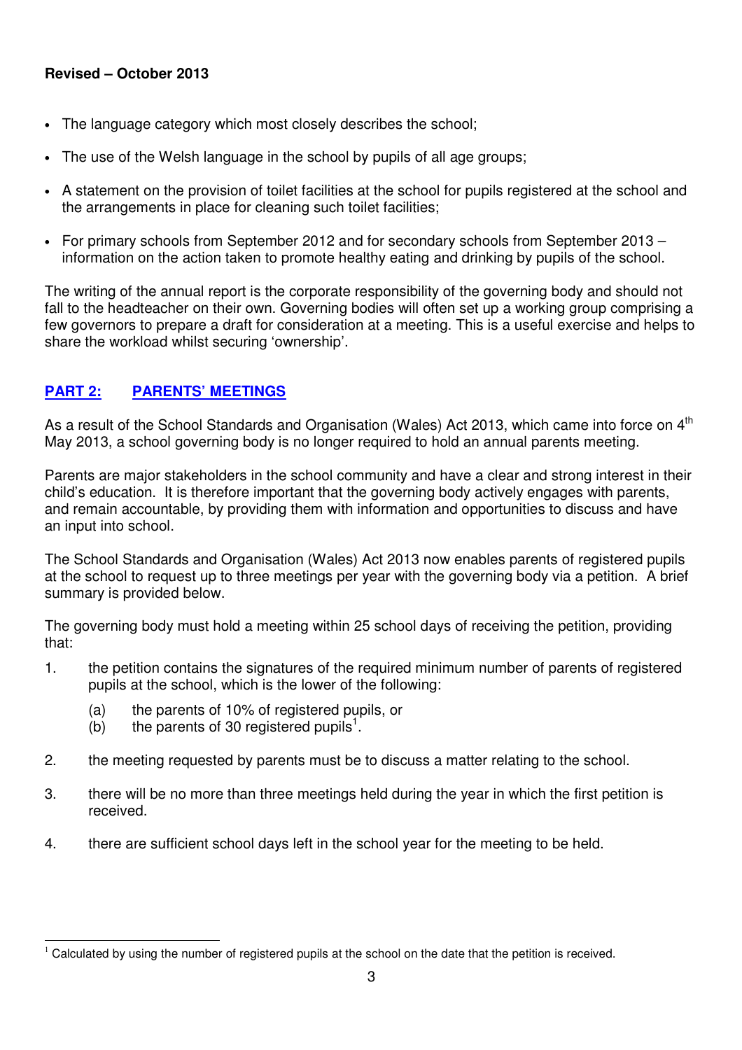**Revised – October 2013**

- The language category which most closely describes the school;
- The use of the Welsh language in the school by pupils of all age groups;
- A statement on the provision of toilet facilities at the school for pupils registered at the school and the arrangements in place for cleaning such toilet facilities;
- For primary schools from September 2012 and for secondary schools from September 2013 – information on the action taken to promote healthy eating and drinking by pupils of the school.

The writing of the annual report is the corporate responsibility of the governing body and should not fall to the headteacher on their own. Governing bodies will often set up a working group comprising a few governors to prepare a draft for consideration at a meeting. This is a useful exercise and helps to share the workload whilst securing 'ownership'.

## PART 2: PARENTS' MEETINGS

As a result of the School Standards and Organisation (Wales) Act 2013, which came into force on 4th May 2013, a school governing body is no longer required to hold an annual parents meeting.

Parents are major stakeholders in the school community and have a clear and strong interest in their child's education. It is therefore important that the governing body actively engages with parents, and remain accountable, by providing them with information and opportunities to discuss and have an input into school.

The School Standards and Organisation (Wales) Act 2013 now enables parents of registered pupils at the school to request up to three meetings per year with the governing body via a petition. A brief summary is provided below.

The governing body must hold a meeting within 25 school days of receiving the petition, providing that:

1. the petition contains the signatures of the required minimum number of parents of registered pupils at the school, which is the lower of the following:
   (a) the parents of 10% of registered pupils, or
   (b) the parents of 30 registered pupils[1].
2. the meeting requested by parents must be to discuss a matter relating to the school.
3. there will be no more than three meetings held during the year in which the first petition is received.
4. there are sufficient school days left in the school year for the meeting to be held.

[1] Calculated by using the number of registered pupils at the school on the date that the petition is received.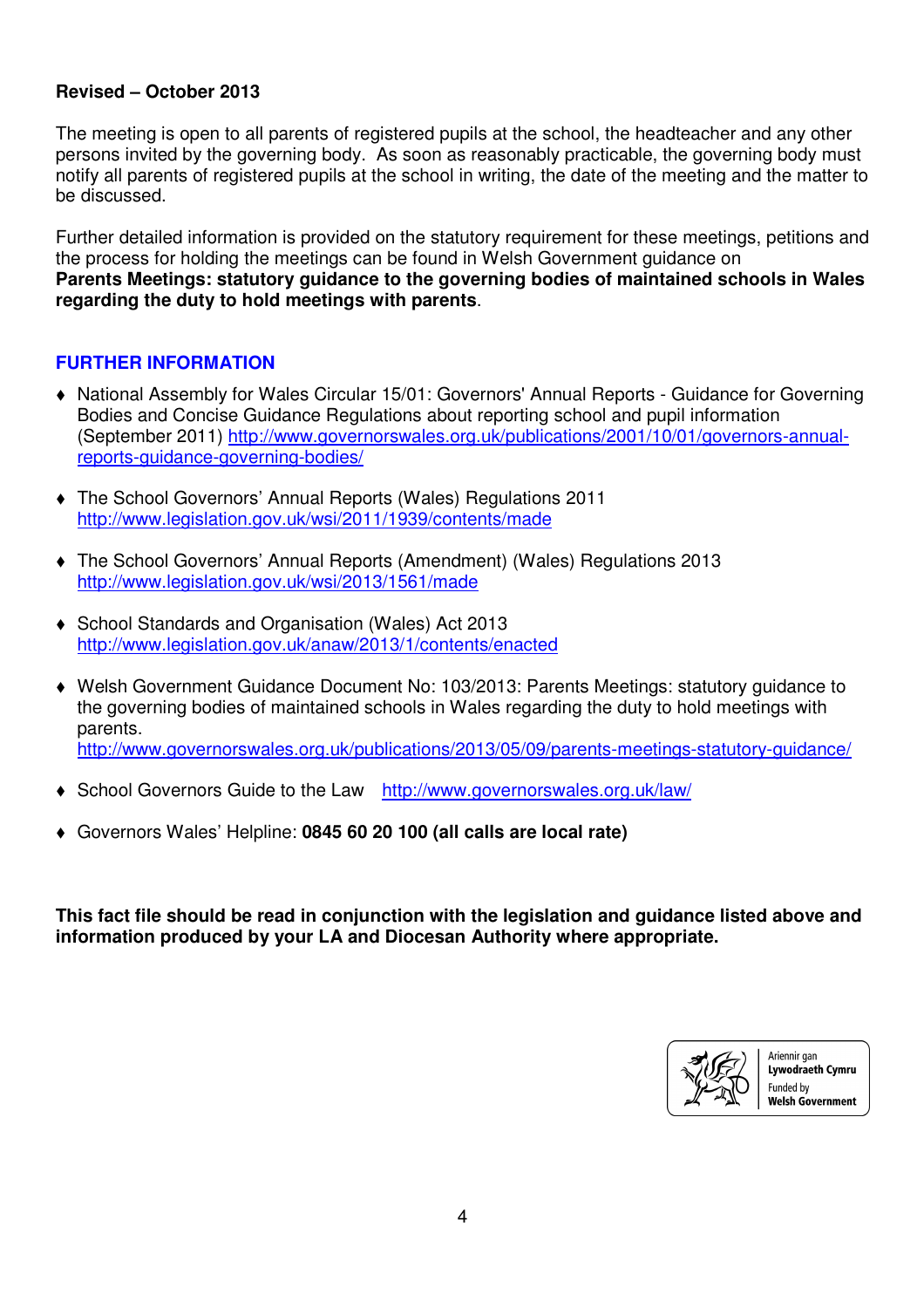**Revised – October 2013**

The meeting is open to all parents of registered pupils at the school, the headteacher and any other persons invited by the governing body. As soon as reasonably practicable, the governing body must notify all parents of registered pupils at the school in writing, the date of the meeting and the matter to be discussed.

Further detailed information is provided on the statutory requirement for these meetings, petitions and the process for holding the meetings can be found in Welsh Government guidance on **Parents Meetings: statutory guidance to the governing bodies of maintained schools in Wales regarding the duty to hold meetings with parents**.

## FURTHER INFORMATION

- National Assembly for Wales Circular 15/01: Governors' Annual Reports - Guidance for Governing Bodies and Concise Guidance Regulations about reporting school and pupil information (September 2011) http://www.governorswales.org.uk/publications/2001/10/01/governors-annual-reports-guidance-governing-bodies/

- The School Governors' Annual Reports (Wales) Regulations 2011 http://www.legislation.gov.uk/wsi/2011/1939/contents/made

- The School Governors' Annual Reports (Amendment) (Wales) Regulations 2013 http://www.legislation.gov.uk/wsi/2013/1561/made

- School Standards and Organisation (Wales) Act 2013 http://www.legislation.gov.uk/anaw/2013/1/contents/enacted

- Welsh Government Guidance Document No: 103/2013: Parents Meetings: statutory guidance to the governing bodies of maintained schools in Wales regarding the duty to hold meetings with parents. http://www.governorswales.org.uk/publications/2013/05/09/parents-meetings-statutory-guidance/

- School Governors Guide to the Law http://www.governorswales.org.uk/law/

- Governors Wales' Helpline: **0845 60 20 100 (all calls are local rate)**

**This fact file should be read in conjunction with the legislation and guidance listed above and information produced by your LA and Diocesan Authority where appropriate.**

Ariennir gan **Lywodraeth Cymru**
Funded by **Welsh Government**